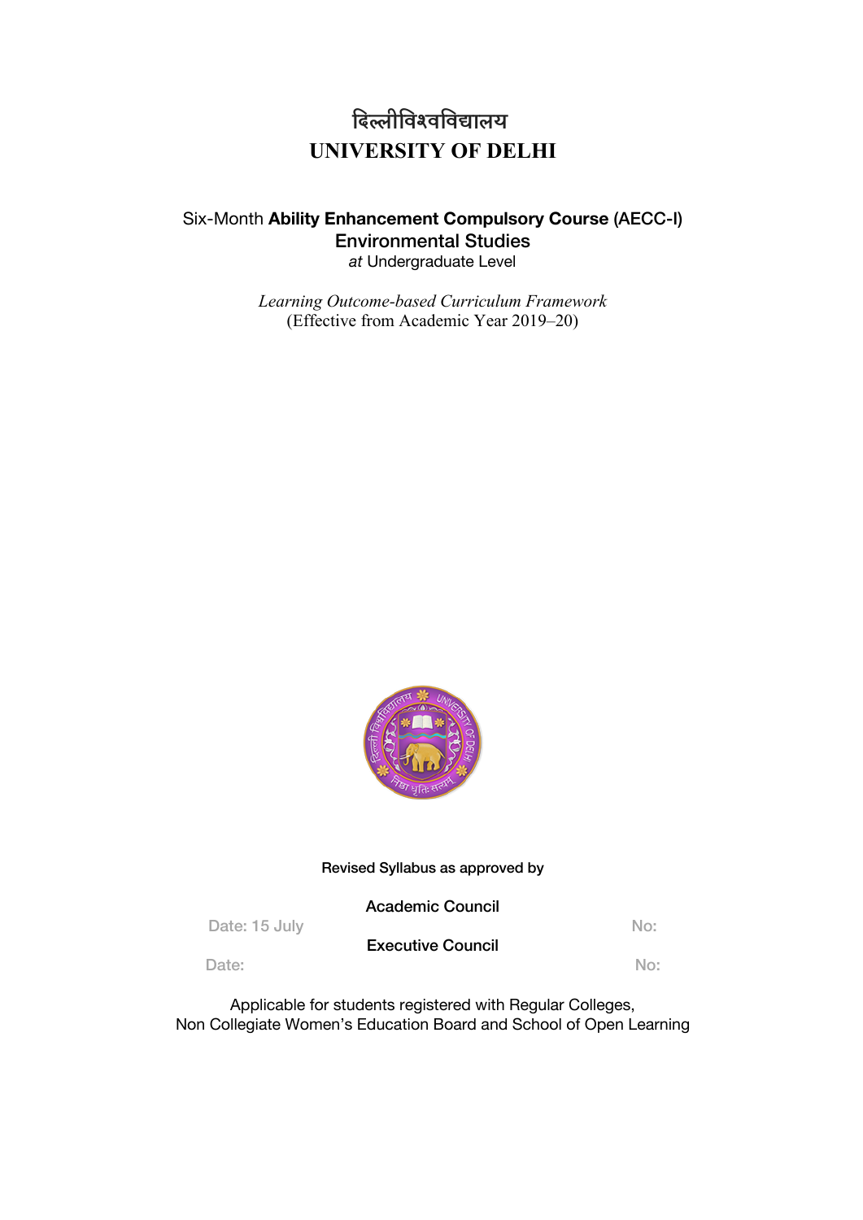# दिल्लीविश्वविद्यालय
# UNIVERSITY OF DELHI

Six-Month **Ability Enhancement Compulsory Course** (AECC-I)
**Environmental Studies**
*at* Undergraduate Level

*Learning Outcome-based Curriculum Framework*
(Effective from Academic Year 2019–20)

Revised Syllabus as approved by

Academic Council

Date: 15 July  No:

Executive Council

Date:  No:

Applicable for students registered with Regular Colleges,
Non Collegiate Women's Education Board and School of Open Learning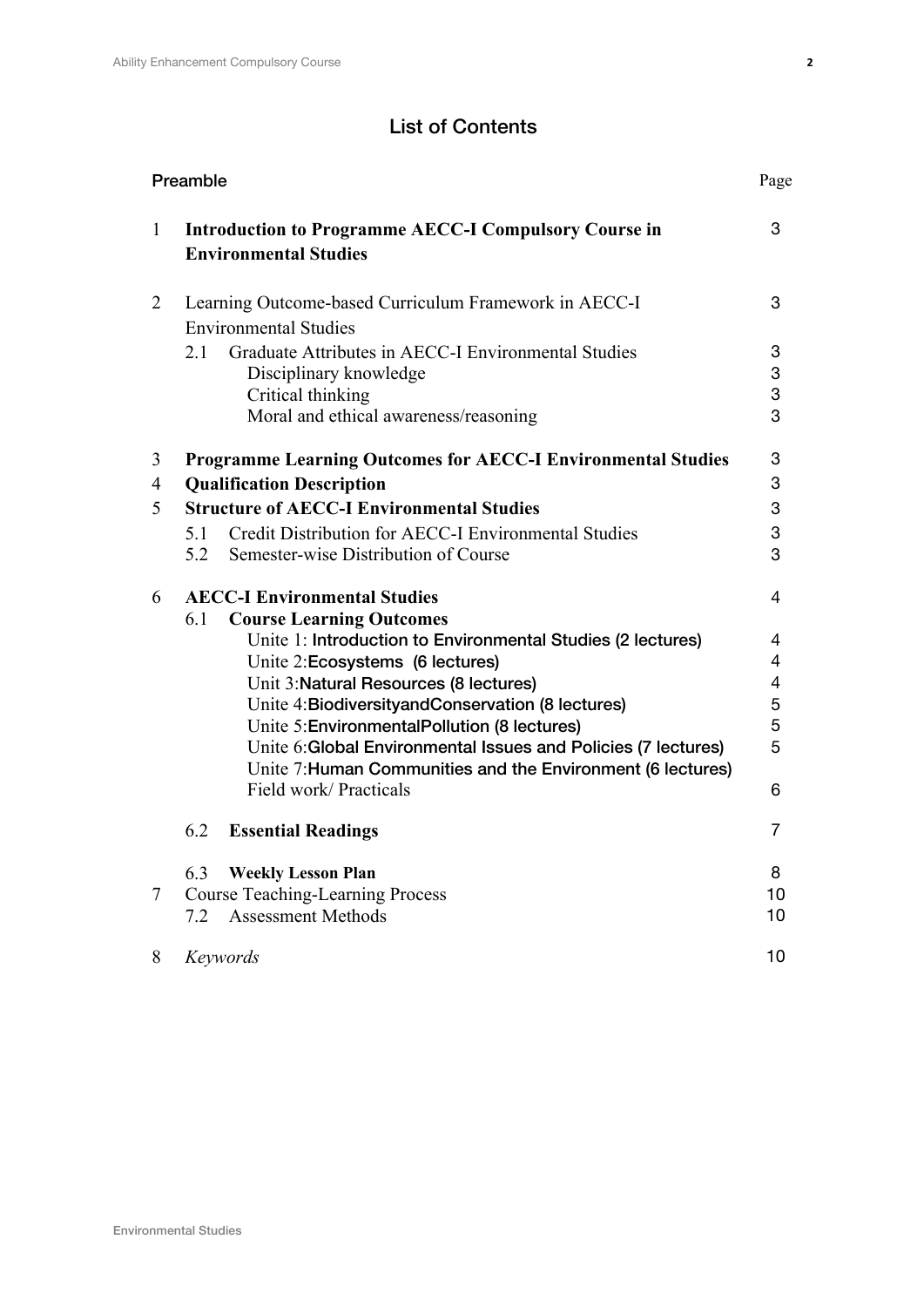# List of Contents

| | | Page |
|---|---|---|
| **Preamble** | | |
| 1 | **Introduction to Programme AECC-I Compulsory Course in Environmental Studies** | 3 |
| 2 | Learning Outcome-based Curriculum Framework in AECC-I Environmental Studies | 3 |
| | 2.1 Graduate Attributes in AECC-I Environmental Studies | 3 |
| | Disciplinary knowledge | 3 |
| | Critical thinking | 3 |
| | Moral and ethical awareness/reasoning | 3 |
| 3 | **Programme Learning Outcomes for AECC-I Environmental Studies** | 3 |
| 4 | **Qualification Description** | 3 |
| 5 | **Structure of AECC-I Environmental Studies** | 3 |
| | 5.1 Credit Distribution for AECC-I Environmental Studies | 3 |
| | 5.2 Semester-wise Distribution of Course | 3 |
| 6 | **AECC-I Environmental Studies** | 4 |
| | 6.1 **Course Learning Outcomes** | |
| | Unite 1: Introduction to Environmental Studies (2 lectures) | 4 |
| | Unite 2: Ecosystems (6 lectures) | 4 |
| | Unit 3: Natural Resources (8 lectures) | 4 |
| | Unite 4: BiodiversityandConservation (8 lectures) | 5 |
| | Unite 5: EnvironmentalPollution (8 lectures) | 5 |
| | Unite 6: Global Environmental Issues and Policies (7 lectures) | 5 |
| | Unite 7: Human Communities and the Environment (6 lectures) | |
| | Field work/ Practicals | 6 |
| | 6.2 **Essential Readings** | 7 |
| | 6.3 **Weekly Lesson Plan** | 8 |
| 7 | Course Teaching-Learning Process | 10 |
| | 7.2 Assessment Methods | 10 |
| 8 | *Keywords* | 10 |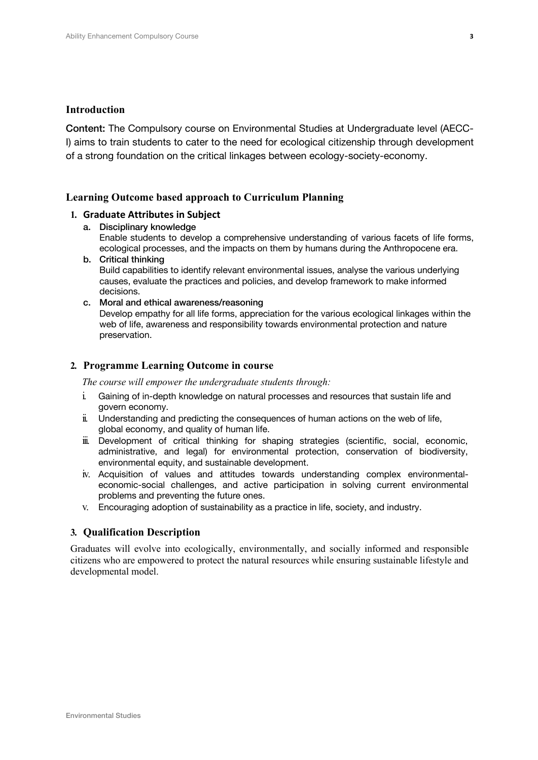## Introduction

**Content:** The Compulsory course on Environmental Studies at Undergraduate level (AECC-I) aims to train students to cater to the need for ecological citizenship through development of a strong foundation on the critical linkages between ecology-society-economy.

## Learning Outcome based approach to Curriculum Planning

### 1. Graduate Attributes in Subject

a. **Disciplinary knowledge**
   Enable students to develop a comprehensive understanding of various facets of life forms, ecological processes, and the impacts on them by humans during the Anthropocene era.

b. **Critical thinking**
   Build capabilities to identify relevant environmental issues, analyse the various underlying causes, evaluate the practices and policies, and develop framework to make informed decisions.

c. **Moral and ethical awareness/reasoning**
   Develop empathy for all life forms, appreciation for the various ecological linkages within the web of life, awareness and responsibility towards environmental protection and nature preservation.

### 2. Programme Learning Outcome in course

*The course will empower the undergraduate students through:*

i. Gaining of in-depth knowledge on natural processes and resources that sustain life and govern economy.

ii. Understanding and predicting the consequences of human actions on the web of life, global economy, and quality of human life.

iii. Development of critical thinking for shaping strategies (scientific, social, economic, administrative, and legal) for environmental protection, conservation of biodiversity, environmental equity, and sustainable development.

iv. Acquisition of values and attitudes towards understanding complex environmental-economic-social challenges, and active participation in solving current environmental problems and preventing the future ones.

v. Encouraging adoption of sustainability as a practice in life, society, and industry.

### 3. Qualification Description

Graduates will evolve into ecologically, environmentally, and socially informed and responsible citizens who are empowered to protect the natural resources while ensuring sustainable lifestyle and developmental model.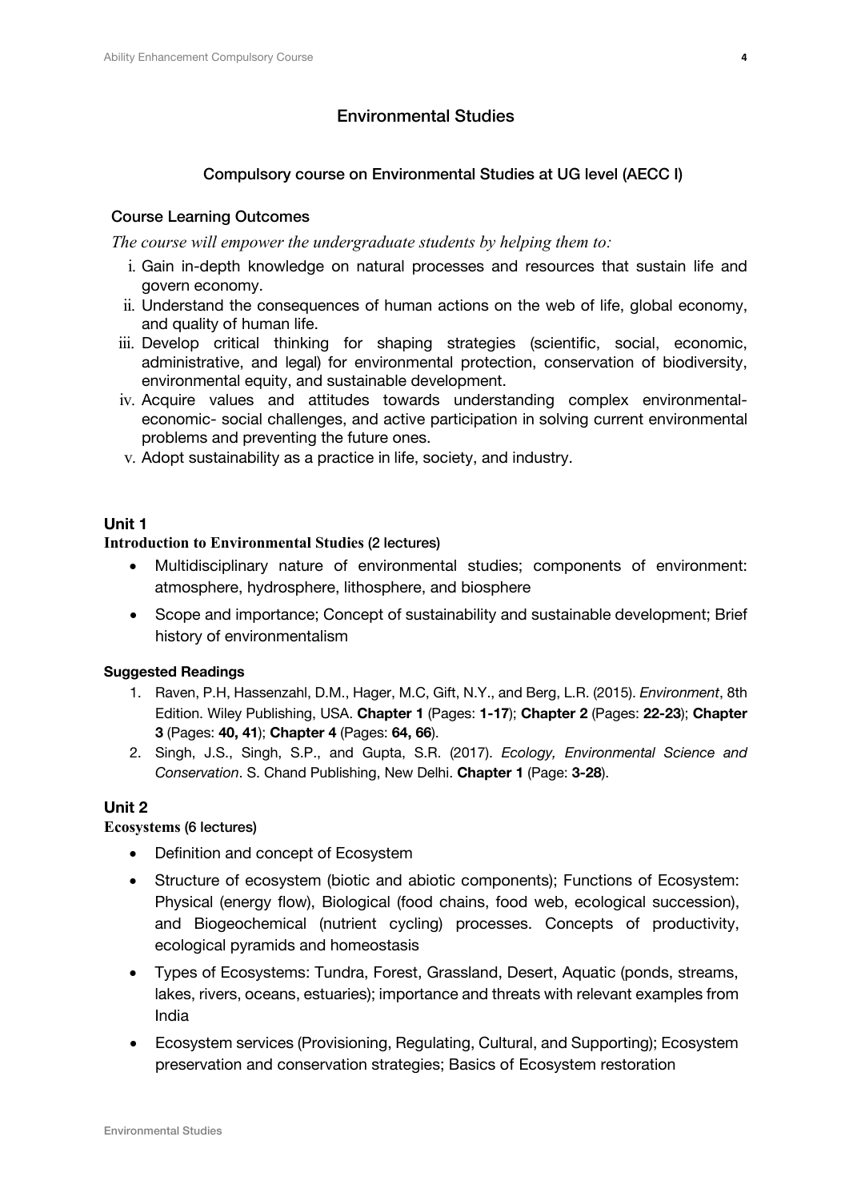## Environmental Studies

### Compulsory course on Environmental Studies at UG level (AECC I)

#### Course Learning Outcomes

*The course will empower the undergraduate students by helping them to:*

i. Gain in-depth knowledge on natural processes and resources that sustain life and govern economy.
ii. Understand the consequences of human actions on the web of life, global economy, and quality of human life.
iii. Develop critical thinking for shaping strategies (scientific, social, economic, administrative, and legal) for environmental protection, conservation of biodiversity, environmental equity, and sustainable development.
iv. Acquire values and attitudes towards understanding complex environmental-economic- social challenges, and active participation in solving current environmental problems and preventing the future ones.
v. Adopt sustainability as a practice in life, society, and industry.

### Unit 1

**Introduction to Environmental Studies (2 lectures)**

- Multidisciplinary nature of environmental studies; components of environment: atmosphere, hydrosphere, lithosphere, and biosphere
- Scope and importance; Concept of sustainability and sustainable development; Brief history of environmentalism

**Suggested Readings**

1. Raven, P.H, Hassenzahl, D.M., Hager, M.C, Gift, N.Y., and Berg, L.R. (2015). *Environment*, 8th Edition. Wiley Publishing, USA. **Chapter 1** (Pages: **1-17**); **Chapter 2** (Pages: **22-23**); **Chapter 3** (Pages: **40, 41**); **Chapter 4** (Pages: **64, 66**).
2. Singh, J.S., Singh, S.P., and Gupta, S.R. (2017). *Ecology, Environmental Science and Conservation*. S. Chand Publishing, New Delhi. **Chapter 1** (Page: **3-28**).

### Unit 2

**Ecosystems (6 lectures)**

- Definition and concept of Ecosystem
- Structure of ecosystem (biotic and abiotic components); Functions of Ecosystem: Physical (energy flow), Biological (food chains, food web, ecological succession), and Biogeochemical (nutrient cycling) processes. Concepts of productivity, ecological pyramids and homeostasis
- Types of Ecosystems: Tundra, Forest, Grassland, Desert, Aquatic (ponds, streams, lakes, rivers, oceans, estuaries); importance and threats with relevant examples from India
- Ecosystem services (Provisioning, Regulating, Cultural, and Supporting); Ecosystem preservation and conservation strategies; Basics of Ecosystem restoration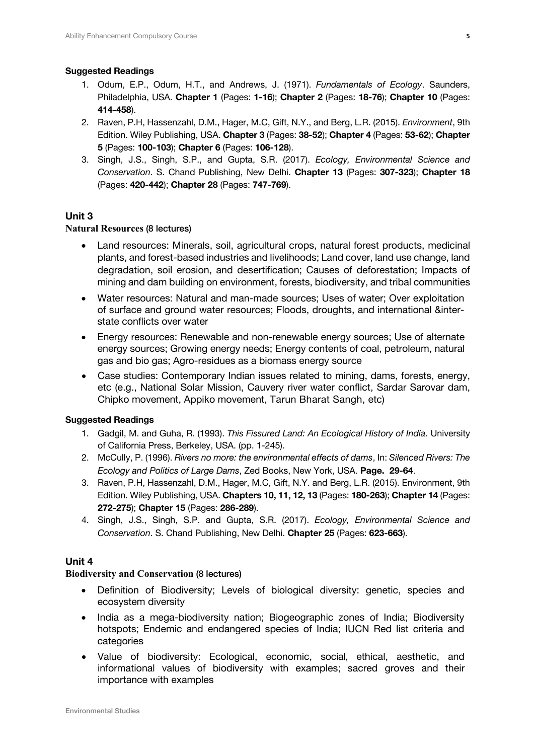**Suggested Readings**

1. Odum, E.P., Odum, H.T., and Andrews, J. (1971). *Fundamentals of Ecology*. Saunders, Philadelphia, USA. **Chapter 1** (Pages: **1-16**); **Chapter 2** (Pages: **18-76**); **Chapter 10** (Pages: **414-458**).
2. Raven, P.H, Hassenzahl, D.M., Hager, M.C, Gift, N.Y., and Berg, L.R. (2015). *Environment*, 9th Edition. Wiley Publishing, USA. **Chapter 3** (Pages: **38-52**); **Chapter 4** (Pages: **53-62**); **Chapter 5** (Pages: **100-103**); **Chapter 6** (Pages: **106-128**).
3. Singh, J.S., Singh, S.P., and Gupta, S.R. (2017). *Ecology, Environmental Science and Conservation*. S. Chand Publishing, New Delhi. **Chapter 13** (Pages: **307-323**); **Chapter 18** (Pages: **420-442**); **Chapter 28** (Pages: **747-769**).

## Unit 3

**Natural Resources** (8 lectures)

- Land resources: Minerals, soil, agricultural crops, natural forest products, medicinal plants, and forest-based industries and livelihoods; Land cover, land use change, land degradation, soil erosion, and desertification; Causes of deforestation; Impacts of mining and dam building on environment, forests, biodiversity, and tribal communities
- Water resources: Natural and man-made sources; Uses of water; Over exploitation of surface and ground water resources; Floods, droughts, and international &inter-state conflicts over water
- Energy resources: Renewable and non-renewable energy sources; Use of alternate energy sources; Growing energy needs; Energy contents of coal, petroleum, natural gas and bio gas; Agro-residues as a biomass energy source
- Case studies: Contemporary Indian issues related to mining, dams, forests, energy, etc (e.g., National Solar Mission, Cauvery river water conflict, Sardar Sarovar dam, Chipko movement, Appiko movement, Tarun Bharat Sangh, etc)

**Suggested Readings**

1. Gadgil, M. and Guha, R. (1993). *This Fissured Land: An Ecological History of India*. University of California Press, Berkeley, USA. (pp. 1-245).
2. McCully, P. (1996). *Rivers no more: the environmental effects of dams*, In: *Silenced Rivers: The Ecology and Politics of Large Dams*, Zed Books, New York, USA. **Page. 29-64**.
3. Raven, P.H, Hassenzahl, D.M., Hager, M.C, Gift, N.Y. and Berg, L.R. (2015). Environment, 9th Edition. Wiley Publishing, USA. **Chapters 10, 11, 12, 13** (Pages: **180-263**); **Chapter 14** (Pages: **272-275**); **Chapter 15** (Pages: **286-289**).
4. Singh, J.S., Singh, S.P. and Gupta, S.R. (2017). *Ecology, Environmental Science and Conservation*. S. Chand Publishing, New Delhi. **Chapter 25** (Pages: **623-663**).

## Unit 4

**Biodiversity and Conservation** (8 lectures)

- Definition of Biodiversity; Levels of biological diversity: genetic, species and ecosystem diversity
- India as a mega-biodiversity nation; Biogeographic zones of India; Biodiversity hotspots; Endemic and endangered species of India; IUCN Red list criteria and categories
- Value of biodiversity: Ecological, economic, social, ethical, aesthetic, and informational values of biodiversity with examples; sacred groves and their importance with examples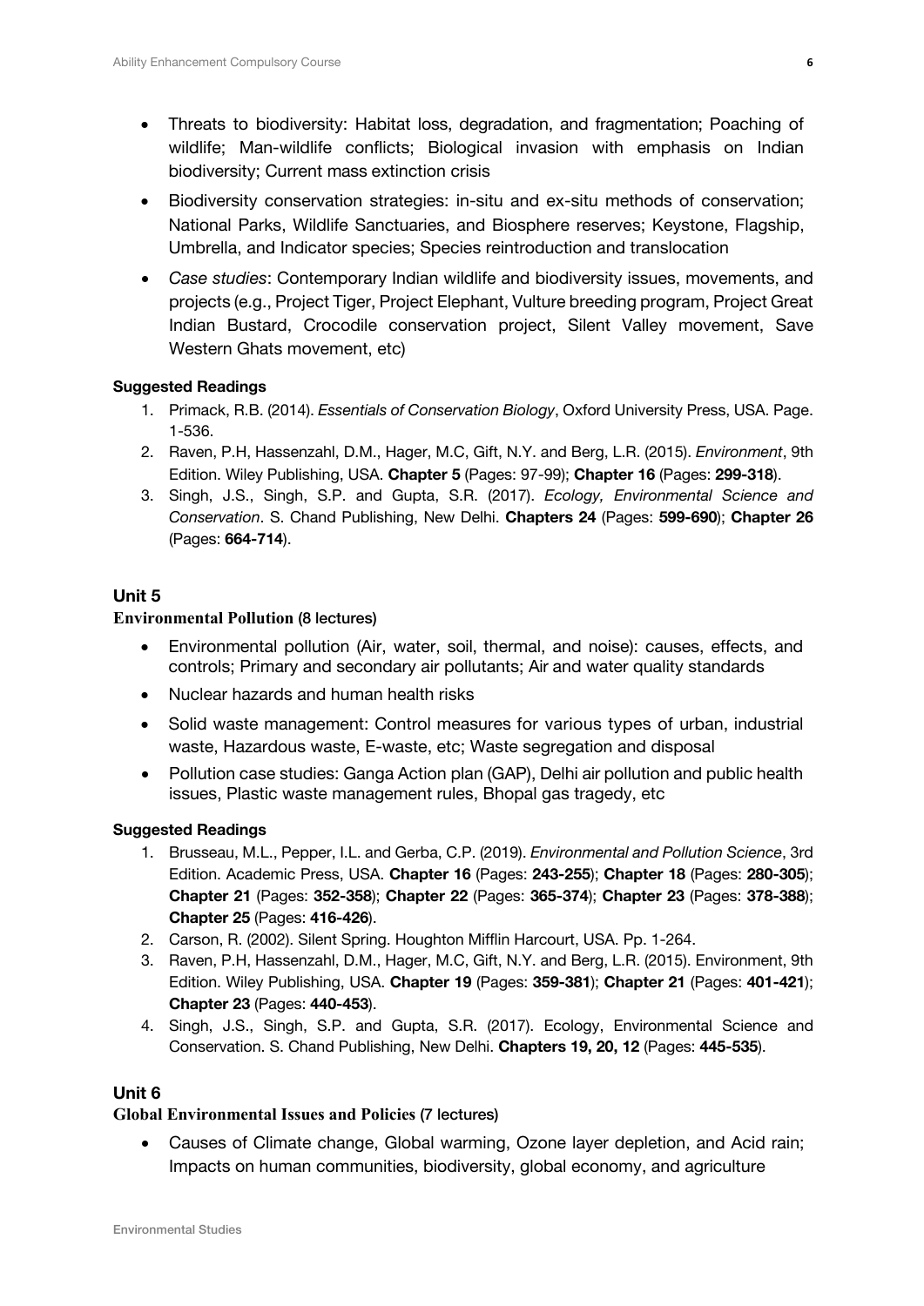- Threats to biodiversity: Habitat loss, degradation, and fragmentation; Poaching of wildlife; Man-wildlife conflicts; Biological invasion with emphasis on Indian biodiversity; Current mass extinction crisis
- Biodiversity conservation strategies: in-situ and ex-situ methods of conservation; National Parks, Wildlife Sanctuaries, and Biosphere reserves; Keystone, Flagship, Umbrella, and Indicator species; Species reintroduction and translocation
- *Case studies*: Contemporary Indian wildlife and biodiversity issues, movements, and projects (e.g., Project Tiger, Project Elephant, Vulture breeding program, Project Great Indian Bustard, Crocodile conservation project, Silent Valley movement, Save Western Ghats movement, etc)

#### Suggested Readings

1. Primack, R.B. (2014). *Essentials of Conservation Biology*, Oxford University Press, USA. Page. 1-536.
2. Raven, P.H, Hassenzahl, D.M., Hager, M.C, Gift, N.Y. and Berg, L.R. (2015). *Environment*, 9th Edition. Wiley Publishing, USA. **Chapter 5** (Pages: 97-99); **Chapter 16** (Pages: **299-318**).
3. Singh, J.S., Singh, S.P. and Gupta, S.R. (2017). *Ecology, Environmental Science and Conservation*. S. Chand Publishing, New Delhi. **Chapters 24** (Pages: **599-690**); **Chapter 26** (Pages: **664-714**).

### Unit 5

#### Environmental Pollution (8 lectures)

- Environmental pollution (Air, water, soil, thermal, and noise): causes, effects, and controls; Primary and secondary air pollutants; Air and water quality standards
- Nuclear hazards and human health risks
- Solid waste management: Control measures for various types of urban, industrial waste, Hazardous waste, E-waste, etc; Waste segregation and disposal
- Pollution case studies: Ganga Action plan (GAP), Delhi air pollution and public health issues, Plastic waste management rules, Bhopal gas tragedy, etc

#### Suggested Readings

1. Brusseau, M.L., Pepper, I.L. and Gerba, C.P. (2019). *Environmental and Pollution Science*, 3rd Edition. Academic Press, USA. **Chapter 16** (Pages: **243-255**); **Chapter 18** (Pages: **280-305**); **Chapter 21** (Pages: **352-358**); **Chapter 22** (Pages: **365-374**); **Chapter 23** (Pages: **378-388**); **Chapter 25** (Pages: **416-426**).
2. Carson, R. (2002). Silent Spring. Houghton Mifflin Harcourt, USA. Pp. 1-264.
3. Raven, P.H, Hassenzahl, D.M., Hager, M.C, Gift, N.Y. and Berg, L.R. (2015). Environment, 9th Edition. Wiley Publishing, USA. **Chapter 19** (Pages: **359-381**); **Chapter 21** (Pages: **401-421**); **Chapter 23** (Pages: **440-453**).
4. Singh, J.S., Singh, S.P. and Gupta, S.R. (2017). Ecology, Environmental Science and Conservation. S. Chand Publishing, New Delhi. **Chapters 19, 20, 12** (Pages: **445-535**).

### Unit 6

#### Global Environmental Issues and Policies (7 lectures)

- Causes of Climate change, Global warming, Ozone layer depletion, and Acid rain; Impacts on human communities, biodiversity, global economy, and agriculture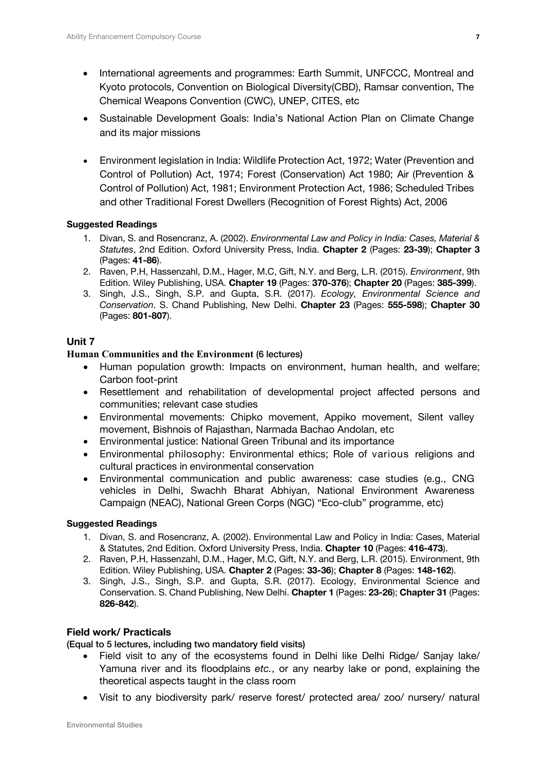- International agreements and programmes: Earth Summit, UNFCCC, Montreal and Kyoto protocols, Convention on Biological Diversity(CBD), Ramsar convention, The Chemical Weapons Convention (CWC), UNEP, CITES, etc
- Sustainable Development Goals: India's National Action Plan on Climate Change and its major missions
- Environment legislation in India: Wildlife Protection Act, 1972; Water (Prevention and Control of Pollution) Act, 1974; Forest (Conservation) Act 1980; Air (Prevention & Control of Pollution) Act, 1981; Environment Protection Act, 1986; Scheduled Tribes and other Traditional Forest Dwellers (Recognition of Forest Rights) Act, 2006

**Suggested Readings**

1. Divan, S. and Rosencranz, A. (2002). *Environmental Law and Policy in India: Cases, Material & Statutes*, 2nd Edition. Oxford University Press, India. **Chapter 2** (Pages: **23-39**); **Chapter 3** (Pages: **41-86**).
2. Raven, P.H, Hassenzahl, D.M., Hager, M.C, Gift, N.Y. and Berg, L.R. (2015). *Environment*, 9th Edition. Wiley Publishing, USA. **Chapter 19** (Pages: **370-376**); **Chapter 20** (Pages: **385-399**).
3. Singh, J.S., Singh, S.P. and Gupta, S.R. (2017). *Ecology, Environmental Science and Conservation*. S. Chand Publishing, New Delhi. **Chapter 23** (Pages: **555-598**); **Chapter 30** (Pages: **801-807**).

## Unit 7

**Human Communities and the Environment (6 lectures)**

- Human population growth: Impacts on environment, human health, and welfare; Carbon foot-print
- Resettlement and rehabilitation of developmental project affected persons and communities; relevant case studies
- Environmental movements: Chipko movement, Appiko movement, Silent valley movement, Bishnois of Rajasthan, Narmada Bachao Andolan, etc
- Environmental justice: National Green Tribunal and its importance
- Environmental philosophy: Environmental ethics; Role of various religions and cultural practices in environmental conservation
- Environmental communication and public awareness: case studies (e.g., CNG vehicles in Delhi, Swachh Bharat Abhiyan, National Environment Awareness Campaign (NEAC), National Green Corps (NGC) "Eco-club" programme, etc)

**Suggested Readings**

1. Divan, S. and Rosencranz, A. (2002). Environmental Law and Policy in India: Cases, Material & Statutes, 2nd Edition. Oxford University Press, India. **Chapter 10** (Pages: **416-473**).
2. Raven, P.H, Hassenzahl, D.M., Hager, M.C, Gift, N.Y. and Berg, L.R. (2015). Environment, 9th Edition. Wiley Publishing, USA. **Chapter 2** (Pages: **33-36**); **Chapter 8** (Pages: **148-162**).
3. Singh, J.S., Singh, S.P. and Gupta, S.R. (2017). Ecology, Environmental Science and Conservation. S. Chand Publishing, New Delhi. **Chapter 1** (Pages: **23-26**); **Chapter 31** (Pages: **826-842**).

## Field work/ Practicals

**(Equal to 5 lectures, including two mandatory field visits)**

- Field visit to any of the ecosystems found in Delhi like Delhi Ridge/ Sanjay lake/ Yamuna river and its floodplains *etc.*, or any nearby lake or pond, explaining the theoretical aspects taught in the class room
- Visit to any biodiversity park/ reserve forest/ protected area/ zoo/ nursery/ natural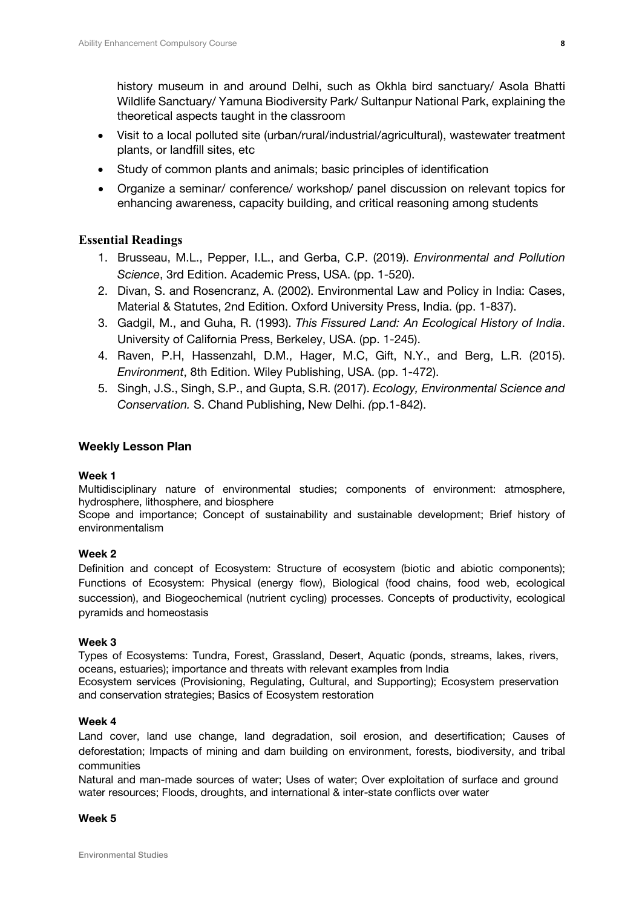history museum in and around Delhi, such as Okhla bird sanctuary/ Asola Bhatti Wildlife Sanctuary/ Yamuna Biodiversity Park/ Sultanpur National Park, explaining the theoretical aspects taught in the classroom

- Visit to a local polluted site (urban/rural/industrial/agricultural), wastewater treatment plants, or landfill sites, etc
- Study of common plants and animals; basic principles of identification
- Organize a seminar/ conference/ workshop/ panel discussion on relevant topics for enhancing awareness, capacity building, and critical reasoning among students

## Essential Readings

1. Brusseau, M.L., Pepper, I.L., and Gerba, C.P. (2019). *Environmental and Pollution Science*, 3rd Edition. Academic Press, USA. (pp. 1-520).
2. Divan, S. and Rosencranz, A. (2002). Environmental Law and Policy in India: Cases, Material & Statutes, 2nd Edition. Oxford University Press, India. (pp. 1-837).
3. Gadgil, M., and Guha, R. (1993). *This Fissured Land: An Ecological History of India*. University of California Press, Berkeley, USA. (pp. 1-245).
4. Raven, P.H, Hassenzahl, D.M., Hager, M.C, Gift, N.Y., and Berg, L.R. (2015). *Environment*, 8th Edition. Wiley Publishing, USA. (pp. 1-472).
5. Singh, J.S., Singh, S.P., and Gupta, S.R. (2017). *Ecology, Environmental Science and Conservation.* S. Chand Publishing, New Delhi. *(*pp.1-842).

## Weekly Lesson Plan

**Week 1**

Multidisciplinary nature of environmental studies; components of environment: atmosphere, hydrosphere, lithosphere, and biosphere

Scope and importance; Concept of sustainability and sustainable development; Brief history of environmentalism

**Week 2**

Definition and concept of Ecosystem: Structure of ecosystem (biotic and abiotic components); Functions of Ecosystem: Physical (energy flow), Biological (food chains, food web, ecological succession), and Biogeochemical (nutrient cycling) processes. Concepts of productivity, ecological pyramids and homeostasis

**Week 3**

Types of Ecosystems: Tundra, Forest, Grassland, Desert, Aquatic (ponds, streams, lakes, rivers, oceans, estuaries); importance and threats with relevant examples from India

Ecosystem services (Provisioning, Regulating, Cultural, and Supporting); Ecosystem preservation and conservation strategies; Basics of Ecosystem restoration

**Week 4**

Land cover, land use change, land degradation, soil erosion, and desertification; Causes of deforestation; Impacts of mining and dam building on environment, forests, biodiversity, and tribal communities

Natural and man-made sources of water; Uses of water; Over exploitation of surface and ground water resources; Floods, droughts, and international & inter-state conflicts over water

**Week 5**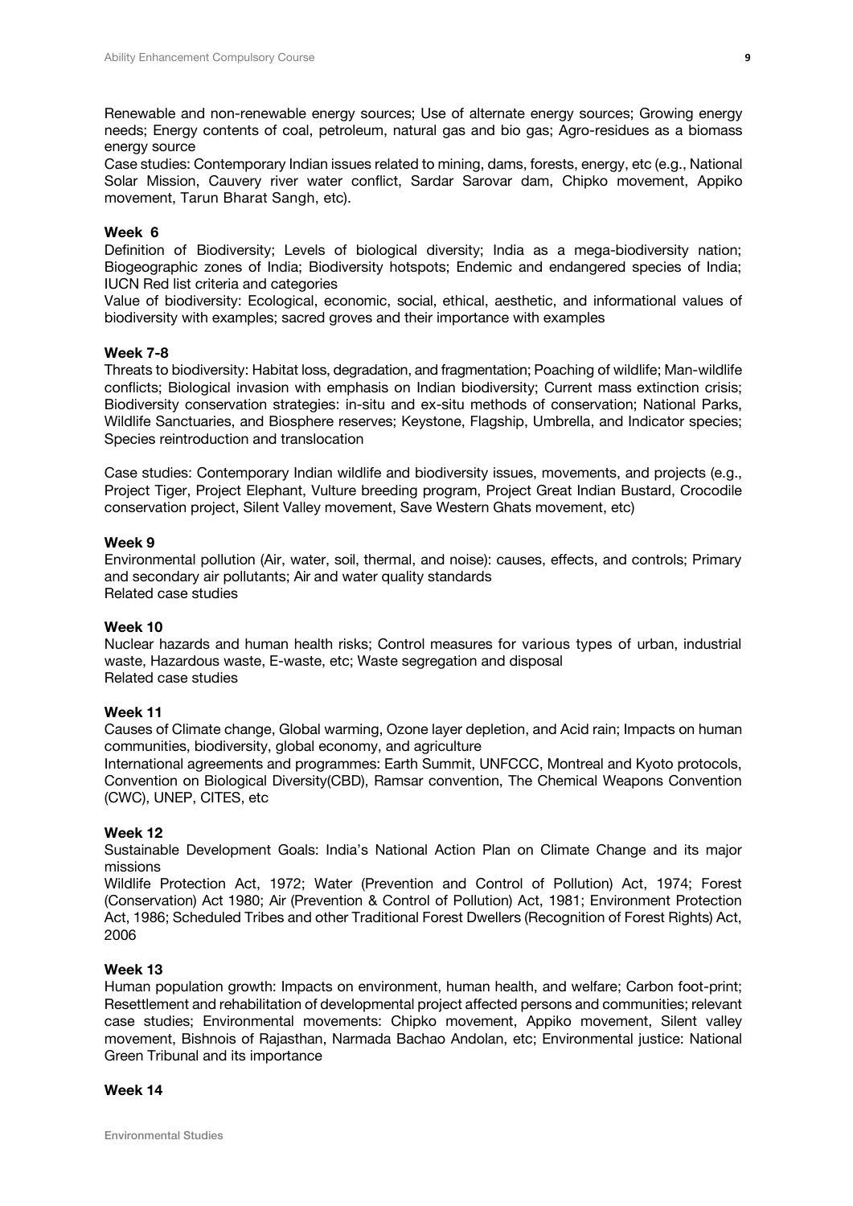Renewable and non-renewable energy sources; Use of alternate energy sources; Growing energy needs; Energy contents of coal, petroleum, natural gas and bio gas; Agro-residues as a biomass energy source

Case studies: Contemporary Indian issues related to mining, dams, forests, energy, etc (e.g., National Solar Mission, Cauvery river water conflict, Sardar Sarovar dam, Chipko movement, Appiko movement, Tarun Bharat Sangh, etc).

**Week 6**

Definition of Biodiversity; Levels of biological diversity; India as a mega-biodiversity nation; Biogeographic zones of India; Biodiversity hotspots; Endemic and endangered species of India; IUCN Red list criteria and categories

Value of biodiversity: Ecological, economic, social, ethical, aesthetic, and informational values of biodiversity with examples; sacred groves and their importance with examples

**Week 7-8**

Threats to biodiversity: Habitat loss, degradation, and fragmentation; Poaching of wildlife; Man-wildlife conflicts; Biological invasion with emphasis on Indian biodiversity; Current mass extinction crisis; Biodiversity conservation strategies: in-situ and ex-situ methods of conservation; National Parks, Wildlife Sanctuaries, and Biosphere reserves; Keystone, Flagship, Umbrella, and Indicator species; Species reintroduction and translocation

Case studies: Contemporary Indian wildlife and biodiversity issues, movements, and projects (e.g., Project Tiger, Project Elephant, Vulture breeding program, Project Great Indian Bustard, Crocodile conservation project, Silent Valley movement, Save Western Ghats movement, etc)

**Week 9**

Environmental pollution (Air, water, soil, thermal, and noise): causes, effects, and controls; Primary and secondary air pollutants; Air and water quality standards

Related case studies

**Week 10**

Nuclear hazards and human health risks; Control measures for various types of urban, industrial waste, Hazardous waste, E-waste, etc; Waste segregation and disposal

Related case studies

**Week 11**

Causes of Climate change, Global warming, Ozone layer depletion, and Acid rain; Impacts on human communities, biodiversity, global economy, and agriculture

International agreements and programmes: Earth Summit, UNFCCC, Montreal and Kyoto protocols, Convention on Biological Diversity(CBD), Ramsar convention, The Chemical Weapons Convention (CWC), UNEP, CITES, etc

**Week 12**

Sustainable Development Goals: India's National Action Plan on Climate Change and its major missions

Wildlife Protection Act, 1972; Water (Prevention and Control of Pollution) Act, 1974; Forest (Conservation) Act 1980; Air (Prevention & Control of Pollution) Act, 1981; Environment Protection Act, 1986; Scheduled Tribes and other Traditional Forest Dwellers (Recognition of Forest Rights) Act, 2006

**Week 13**

Human population growth: Impacts on environment, human health, and welfare; Carbon foot-print; Resettlement and rehabilitation of developmental project affected persons and communities; relevant case studies; Environmental movements: Chipko movement, Appiko movement, Silent valley movement, Bishnois of Rajasthan, Narmada Bachao Andolan, etc; Environmental justice: National Green Tribunal and its importance

**Week 14**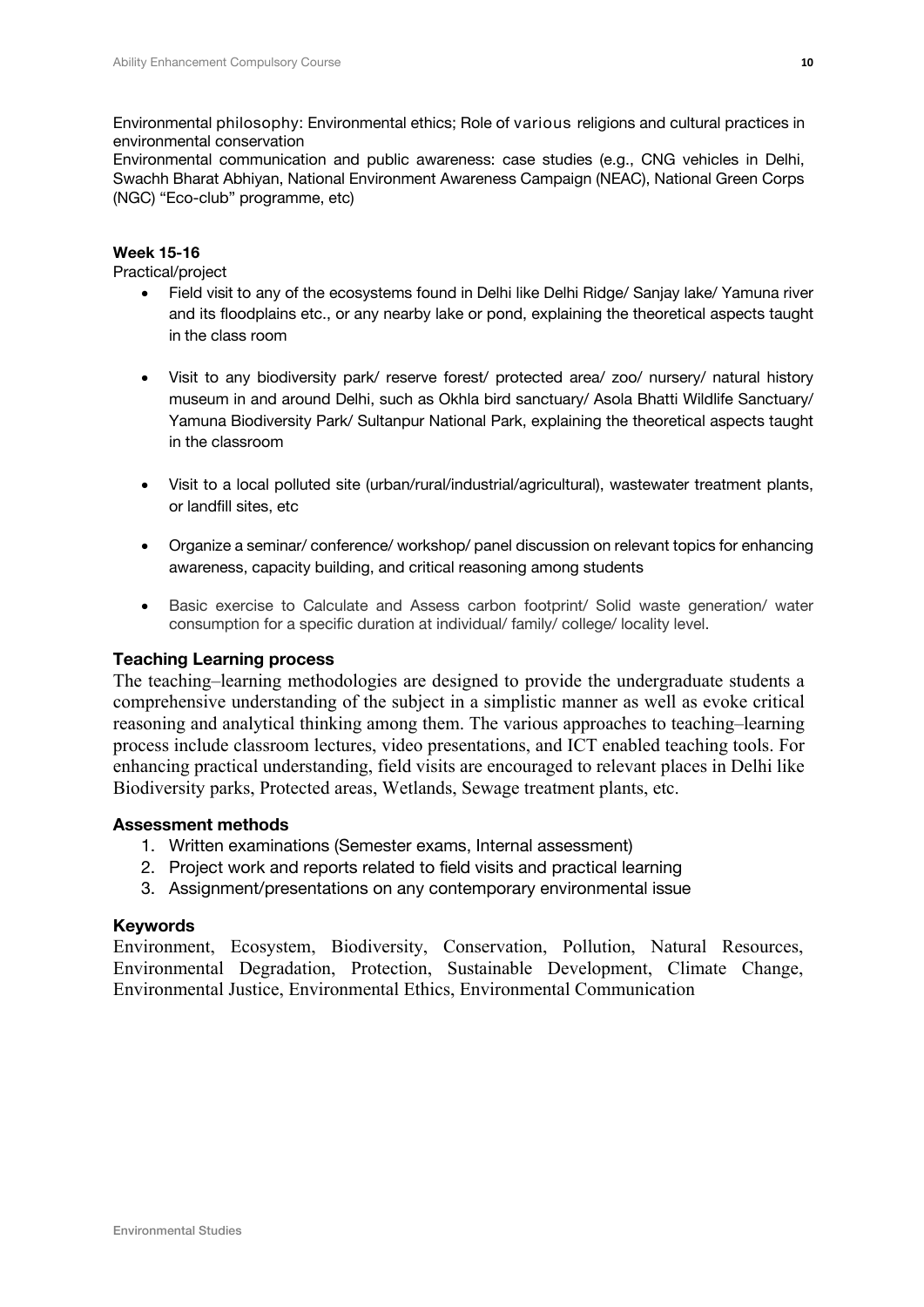Environmental philosophy: Environmental ethics; Role of various religions and cultural practices in environmental conservation

Environmental communication and public awareness: case studies (e.g., CNG vehicles in Delhi, Swachh Bharat Abhiyan, National Environment Awareness Campaign (NEAC), National Green Corps (NGC) "Eco-club" programme, etc)

**Week 15-16**

Practical/project

- Field visit to any of the ecosystems found in Delhi like Delhi Ridge/ Sanjay lake/ Yamuna river and its floodplains etc., or any nearby lake or pond, explaining the theoretical aspects taught in the class room
- Visit to any biodiversity park/ reserve forest/ protected area/ zoo/ nursery/ natural history museum in and around Delhi, such as Okhla bird sanctuary/ Asola Bhatti Wildlife Sanctuary/ Yamuna Biodiversity Park/ Sultanpur National Park, explaining the theoretical aspects taught in the classroom
- Visit to a local polluted site (urban/rural/industrial/agricultural), wastewater treatment plants, or landfill sites, etc
- Organize a seminar/ conference/ workshop/ panel discussion on relevant topics for enhancing awareness, capacity building, and critical reasoning among students
- Basic exercise to Calculate and Assess carbon footprint/ Solid waste generation/ water consumption for a specific duration at individual/ family/ college/ locality level.

### Teaching Learning process

The teaching–learning methodologies are designed to provide the undergraduate students a comprehensive understanding of the subject in a simplistic manner as well as evoke critical reasoning and analytical thinking among them. The various approaches to teaching–learning process include classroom lectures, video presentations, and ICT enabled teaching tools. For enhancing practical understanding, field visits are encouraged to relevant places in Delhi like Biodiversity parks, Protected areas, Wetlands, Sewage treatment plants, etc.

### Assessment methods

1. Written examinations (Semester exams, Internal assessment)
2. Project work and reports related to field visits and practical learning
3. Assignment/presentations on any contemporary environmental issue

### Keywords

Environment, Ecosystem, Biodiversity, Conservation, Pollution, Natural Resources, Environmental Degradation, Protection, Sustainable Development, Climate Change, Environmental Justice, Environmental Ethics, Environmental Communication